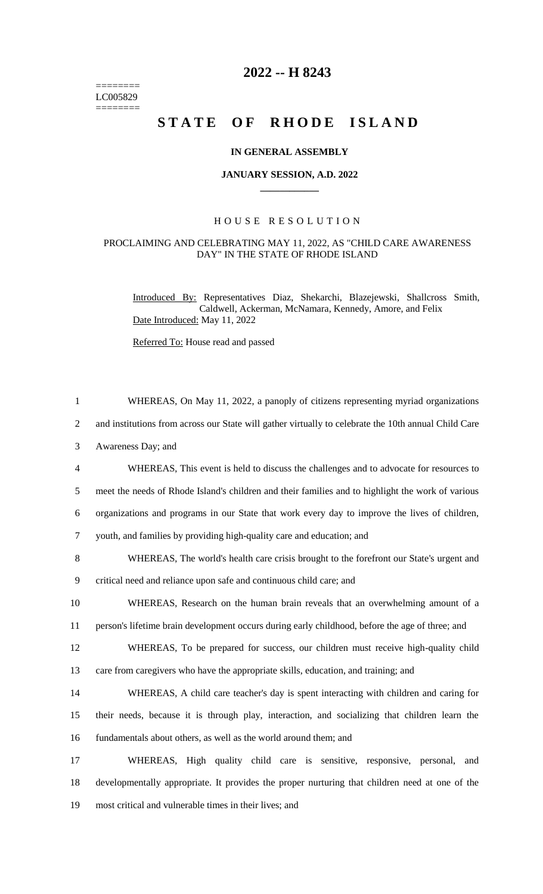========
LC005829
========

# 2022 -- H 8243

# STATE OF RHODE ISLAND

### IN GENERAL ASSEMBLY

### JANUARY SESSION, A.D. 2022

## HOUSE RESOLUTION

### PROCLAIMING AND CELEBRATING MAY 11, 2022, AS "CHILD CARE AWARENESS DAY" IN THE STATE OF RHODE ISLAND

Introduced By: Representatives Diaz, Shekarchi, Blazejewski, Shallcross Smith, Caldwell, Ackerman, McNamara, Kennedy, Amore, and Felix

Date Introduced: May 11, 2022

Referred To: House read and passed

1 WHEREAS, On May 11, 2022, a panoply of citizens representing myriad organizations
2 and institutions from across our State will gather virtually to celebrate the 10th annual Child Care
3 Awareness Day; and
4 WHEREAS, This event is held to discuss the challenges and to advocate for resources to
5 meet the needs of Rhode Island's children and their families and to highlight the work of various
6 organizations and programs in our State that work every day to improve the lives of children,
7 youth, and families by providing high-quality care and education; and
8 WHEREAS, The world's health care crisis brought to the forefront our State's urgent and
9 critical need and reliance upon safe and continuous child care; and
10 WHEREAS, Research on the human brain reveals that an overwhelming amount of a
11 person's lifetime brain development occurs during early childhood, before the age of three; and
12 WHEREAS, To be prepared for success, our children must receive high-quality child
13 care from caregivers who have the appropriate skills, education, and training; and
14 WHEREAS, A child care teacher's day is spent interacting with children and caring for
15 their needs, because it is through play, interaction, and socializing that children learn the
16 fundamentals about others, as well as the world around them; and
17 WHEREAS, High quality child care is sensitive, responsive, personal, and
18 developmentally appropriate. It provides the proper nurturing that children need at one of the
19 most critical and vulnerable times in their lives; and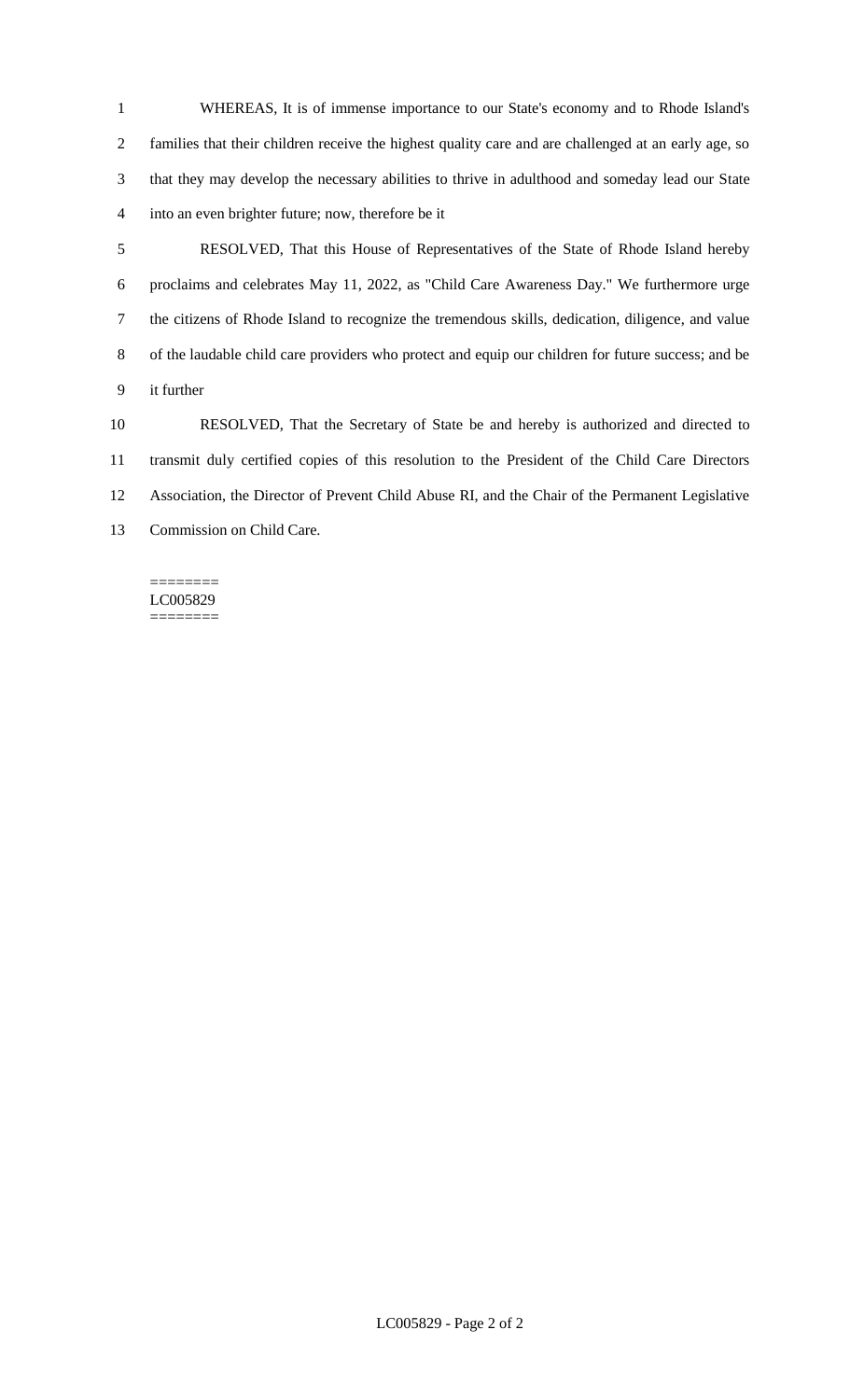WHEREAS, It is of immense importance to our State's economy and to Rhode Island's families that their children receive the highest quality care and are challenged at an early age, so that they may develop the necessary abilities to thrive in adulthood and someday lead our State into an even brighter future; now, therefore be it

RESOLVED, That this House of Representatives of the State of Rhode Island hereby proclaims and celebrates May 11, 2022, as "Child Care Awareness Day." We furthermore urge the citizens of Rhode Island to recognize the tremendous skills, dedication, diligence, and value of the laudable child care providers who protect and equip our children for future success; and be it further

RESOLVED, That the Secretary of State be and hereby is authorized and directed to transmit duly certified copies of this resolution to the President of the Child Care Directors Association, the Director of Prevent Child Abuse RI, and the Chair of the Permanent Legislative Commission on Child Care.

========
LC005829
========